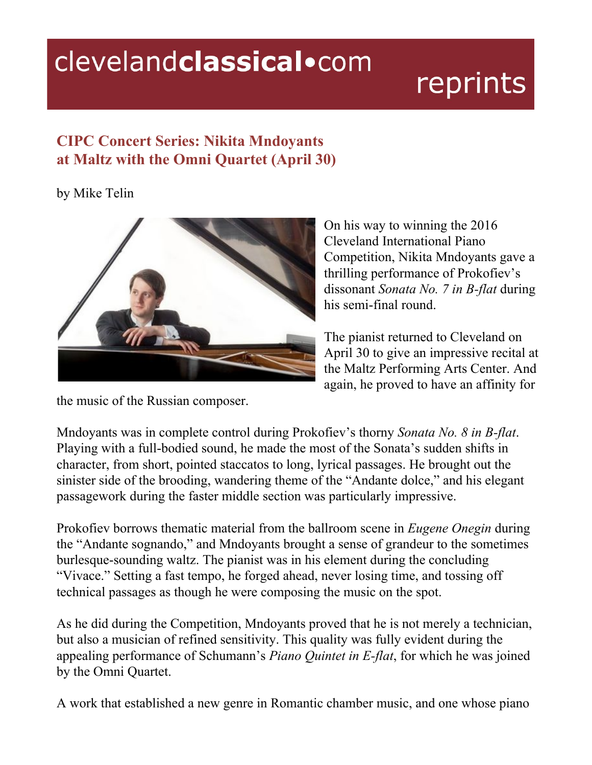# CIPC Concert Series: Nikita Mndoyants at Maltz with the Omni Quartet (April 30)

by Mike Telin

On his way to winning the 2016 Cleveland International Piano Competition, Nikita Mndoyants gave a thrilling performance of Prokofiev's dissonant *Sonata No. 7 in B-flat* during his semi-final round.

The pianist returned to Cleveland on April 30 to give an impressive recital at the Maltz Performing Arts Center. And again, he proved to have an affinity for the music of the Russian composer.

Mndoyants was in complete control during Prokofiev's thorny *Sonata No. 8 in B-flat*. Playing with a full-bodied sound, he made the most of the Sonata's sudden shifts in character, from short, pointed staccatos to long, lyrical passages. He brought out the sinister side of the brooding, wandering theme of the "Andante dolce," and his elegant passagework during the faster middle section was particularly impressive.

Prokofiev borrows thematic material from the ballroom scene in *Eugene Onegin* during the "Andante sognando," and Mndoyants brought a sense of grandeur to the sometimes burlesque-sounding waltz. The pianist was in his element during the concluding "Vivace." Setting a fast tempo, he forged ahead, never losing time, and tossing off technical passages as though he were composing the music on the spot.

As he did during the Competition, Mndoyants proved that he is not merely a technician, but also a musician of refined sensitivity. This quality was fully evident during the appealing performance of Schumann's *Piano Quintet in E-flat*, for which he was joined by the Omni Quartet.

A work that established a new genre in Romantic chamber music, and one whose piano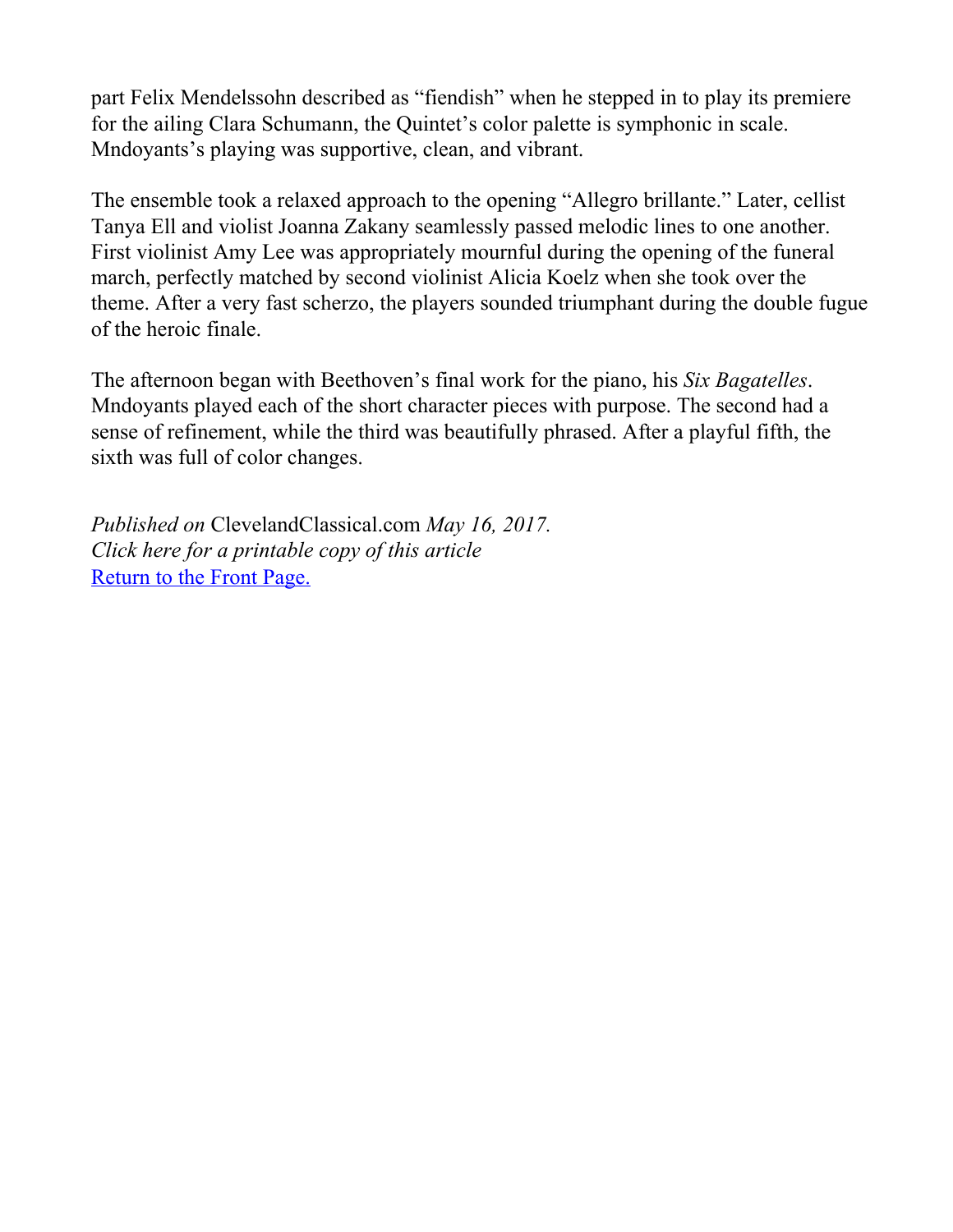part Felix Mendelssohn described as "fiendish" when he stepped in to play its premiere for the ailing Clara Schumann, the Quintet's color palette is symphonic in scale. Mndoyants's playing was supportive, clean, and vibrant.

The ensemble took a relaxed approach to the opening "Allegro brillante." Later, cellist Tanya Ell and violist Joanna Zakany seamlessly passed melodic lines to one another. First violinist Amy Lee was appropriately mournful during the opening of the funeral march, perfectly matched by second violinist Alicia Koelz when she took over the theme. After a very fast scherzo, the players sounded triumphant during the double fugue of the heroic finale.

The afternoon began with Beethoven's final work for the piano, his *Six Bagatelles*. Mndoyants played each of the short character pieces with purpose. The second had a sense of refinement, while the third was beautifully phrased. After a playful fifth, the sixth was full of color changes.

*Published on* ClevelandClassical.com *May 16, 2017.*
*Click here for a printable copy of this article*
[Return to the Front Page.]